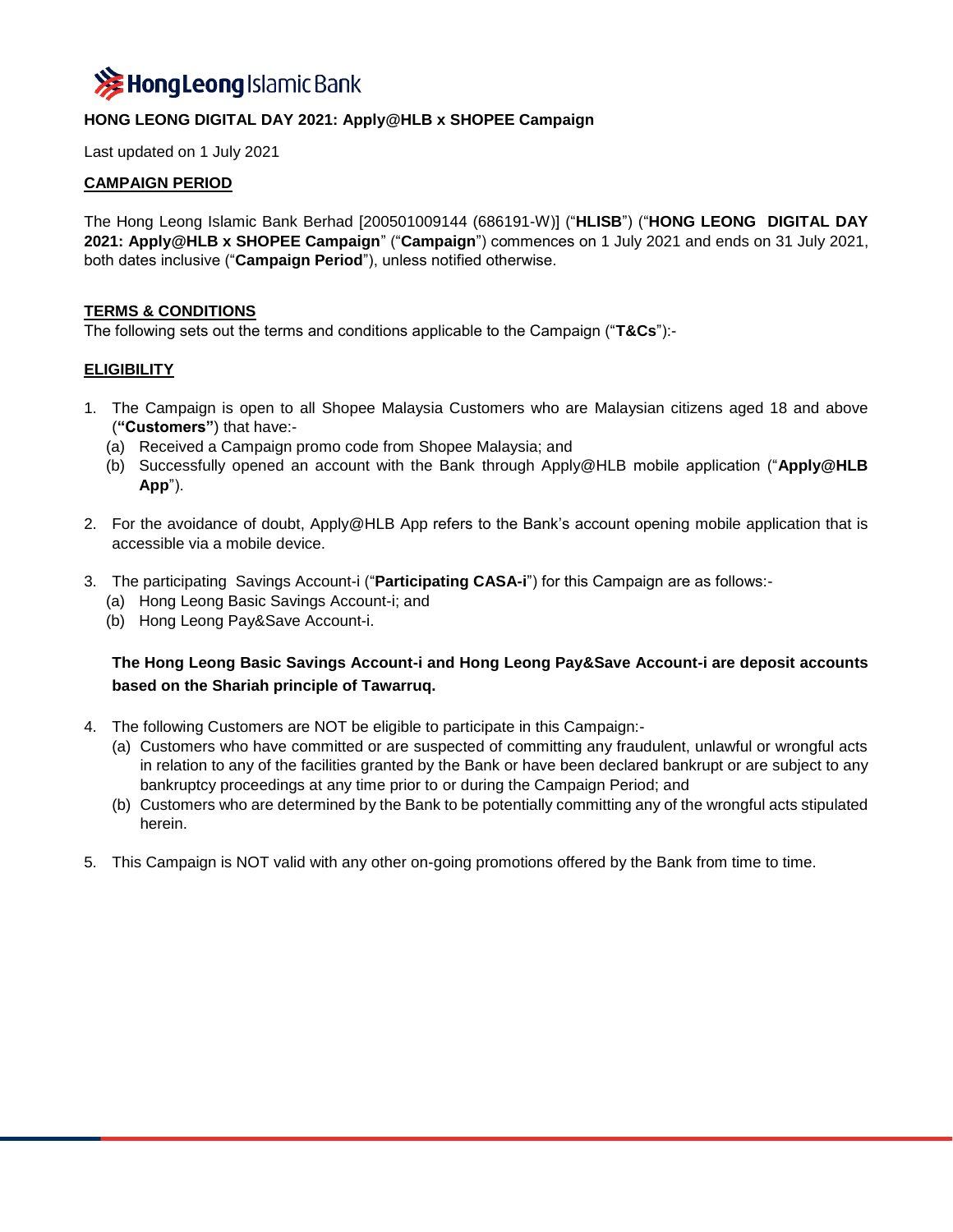Hong Leong Islamic Bank

## HONG LEONG DIGITAL DAY 2021: Apply@HLB x SHOPEE Campaign

Last updated on 1 July 2021

### CAMPAIGN PERIOD

The Hong Leong Islamic Bank Berhad [200501009144 (686191-W)] ("**HLISB**") ("**HONG LEONG DIGITAL DAY 2021: Apply@HLB x SHOPEE Campaign**" ("**Campaign**") commences on 1 July 2021 and ends on 31 July 2021, both dates inclusive ("**Campaign Period**"), unless notified otherwise.

### TERMS & CONDITIONS

The following sets out the terms and conditions applicable to the Campaign ("**T&Cs**"):-

### ELIGIBILITY

1. The Campaign is open to all Shopee Malaysia Customers who are Malaysian citizens aged 18 and above (**"Customers"**) that have:-
   (a) Received a Campaign promo code from Shopee Malaysia; and
   (b) Successfully opened an account with the Bank through Apply@HLB mobile application ("**Apply@HLB App**").

2. For the avoidance of doubt, Apply@HLB App refers to the Bank's account opening mobile application that is accessible via a mobile device.

3. The participating Savings Account-i ("**Participating CASA-i**") for this Campaign are as follows:-
   (a) Hong Leong Basic Savings Account-i; and
   (b) Hong Leong Pay&Save Account-i.

   **The Hong Leong Basic Savings Account-i and Hong Leong Pay&Save Account-i are deposit accounts based on the Shariah principle of Tawarruq.**

4. The following Customers are NOT be eligible to participate in this Campaign:-
   (a) Customers who have committed or are suspected of committing any fraudulent, unlawful or wrongful acts in relation to any of the facilities granted by the Bank or have been declared bankrupt or are subject to any bankruptcy proceedings at any time prior to or during the Campaign Period; and
   (b) Customers who are determined by the Bank to be potentially committing any of the wrongful acts stipulated herein.

5. This Campaign is NOT valid with any other on-going promotions offered by the Bank from time to time.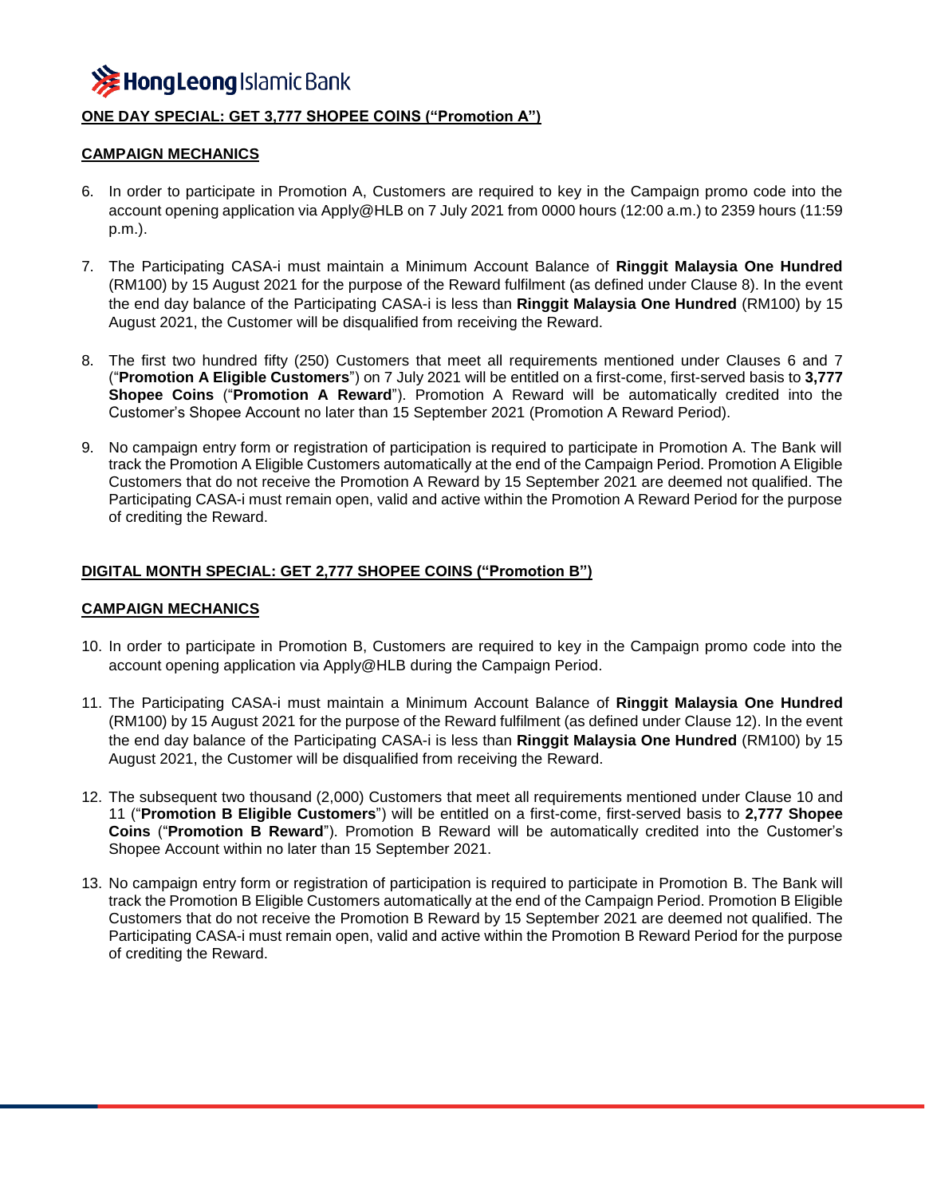**ONE DAY SPECIAL: GET 3,777 SHOPEE COINS ("Promotion A")**

**CAMPAIGN MECHANICS**

6. In order to participate in Promotion A, Customers are required to key in the Campaign promo code into the account opening application via Apply@HLB on 7 July 2021 from 0000 hours (12:00 a.m.) to 2359 hours (11:59 p.m.).

7. The Participating CASA-i must maintain a Minimum Account Balance of **Ringgit Malaysia One Hundred** (RM100) by 15 August 2021 for the purpose of the Reward fulfilment (as defined under Clause 8). In the event the end day balance of the Participating CASA-i is less than **Ringgit Malaysia One Hundred** (RM100) by 15 August 2021, the Customer will be disqualified from receiving the Reward.

8. The first two hundred fifty (250) Customers that meet all requirements mentioned under Clauses 6 and 7 ("**Promotion A Eligible Customers**") on 7 July 2021 will be entitled on a first-come, first-served basis to **3,777 Shopee Coins** ("**Promotion A Reward**"). Promotion A Reward will be automatically credited into the Customer's Shopee Account no later than 15 September 2021 (Promotion A Reward Period).

9. No campaign entry form or registration of participation is required to participate in Promotion A. The Bank will track the Promotion A Eligible Customers automatically at the end of the Campaign Period. Promotion A Eligible Customers that do not receive the Promotion A Reward by 15 September 2021 are deemed not qualified. The Participating CASA-i must remain open, valid and active within the Promotion A Reward Period for the purpose of crediting the Reward.

**DIGITAL MONTH SPECIAL: GET 2,777 SHOPEE COINS ("Promotion B")**

**CAMPAIGN MECHANICS**

10. In order to participate in Promotion B, Customers are required to key in the Campaign promo code into the account opening application via Apply@HLB during the Campaign Period.

11. The Participating CASA-i must maintain a Minimum Account Balance of **Ringgit Malaysia One Hundred** (RM100) by 15 August 2021 for the purpose of the Reward fulfilment (as defined under Clause 12). In the event the end day balance of the Participating CASA-i is less than **Ringgit Malaysia One Hundred** (RM100) by 15 August 2021, the Customer will be disqualified from receiving the Reward.

12. The subsequent two thousand (2,000) Customers that meet all requirements mentioned under Clause 10 and 11 ("**Promotion B Eligible Customers**") will be entitled on a first-come, first-served basis to **2,777 Shopee Coins** ("**Promotion B Reward**"). Promotion B Reward will be automatically credited into the Customer's Shopee Account within no later than 15 September 2021.

13. No campaign entry form or registration of participation is required to participate in Promotion B. The Bank will track the Promotion B Eligible Customers automatically at the end of the Campaign Period. Promotion B Eligible Customers that do not receive the Promotion B Reward by 15 September 2021 are deemed not qualified. The Participating CASA-i must remain open, valid and active within the Promotion B Reward Period for the purpose of crediting the Reward.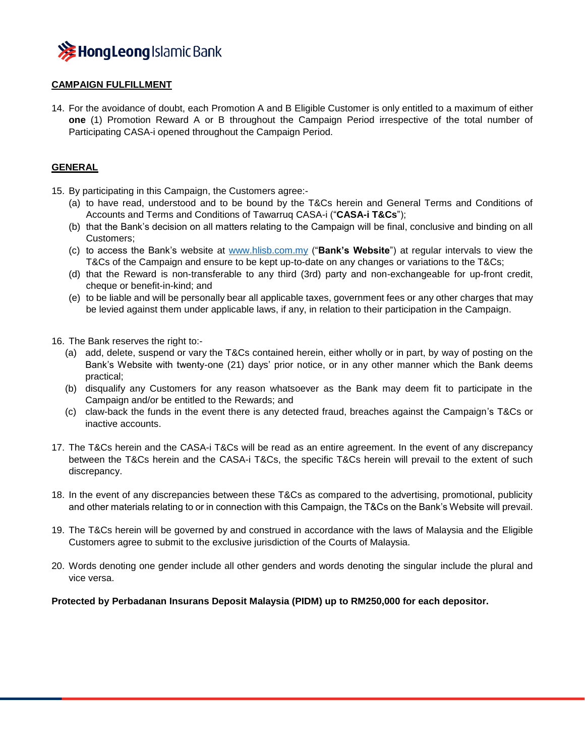## CAMPAIGN FULFILLMENT

14. For the avoidance of doubt, each Promotion A and B Eligible Customer is only entitled to a maximum of either **one** (1) Promotion Reward A or B throughout the Campaign Period irrespective of the total number of Participating CASA-i opened throughout the Campaign Period.

## GENERAL

15. By participating in this Campaign, the Customers agree:-
    (a) to have read, understood and to be bound by the T&Cs herein and General Terms and Conditions of Accounts and Terms and Conditions of Tawarruq CASA-i ("**CASA-i T&Cs**");
    (b) that the Bank's decision on all matters relating to the Campaign will be final, conclusive and binding on all Customers;
    (c) to access the Bank's website at www.hlisb.com.my ("**Bank's Website**") at regular intervals to view the T&Cs of the Campaign and ensure to be kept up-to-date on any changes or variations to the T&Cs;
    (d) that the Reward is non-transferable to any third (3rd) party and non-exchangeable for up-front credit, cheque or benefit-in-kind; and
    (e) to be liable and will be personally bear all applicable taxes, government fees or any other charges that may be levied against them under applicable laws, if any, in relation to their participation in the Campaign.

16. The Bank reserves the right to:-
    (a) add, delete, suspend or vary the T&Cs contained herein, either wholly or in part, by way of posting on the Bank's Website with twenty-one (21) days' prior notice, or in any other manner which the Bank deems practical;
    (b) disqualify any Customers for any reason whatsoever as the Bank may deem fit to participate in the Campaign and/or be entitled to the Rewards; and
    (c) claw-back the funds in the event there is any detected fraud, breaches against the Campaign's T&Cs or inactive accounts.

17. The T&Cs herein and the CASA-i T&Cs will be read as an entire agreement. In the event of any discrepancy between the T&Cs herein and the CASA-i T&Cs, the specific T&Cs herein will prevail to the extent of such discrepancy.

18. In the event of any discrepancies between these T&Cs as compared to the advertising, promotional, publicity and other materials relating to or in connection with this Campaign, the T&Cs on the Bank's Website will prevail.

19. The T&Cs herein will be governed by and construed in accordance with the laws of Malaysia and the Eligible Customers agree to submit to the exclusive jurisdiction of the Courts of Malaysia.

20. Words denoting one gender include all other genders and words denoting the singular include the plural and vice versa.

**Protected by Perbadanan Insurans Deposit Malaysia (PIDM) up to RM250,000 for each depositor.**